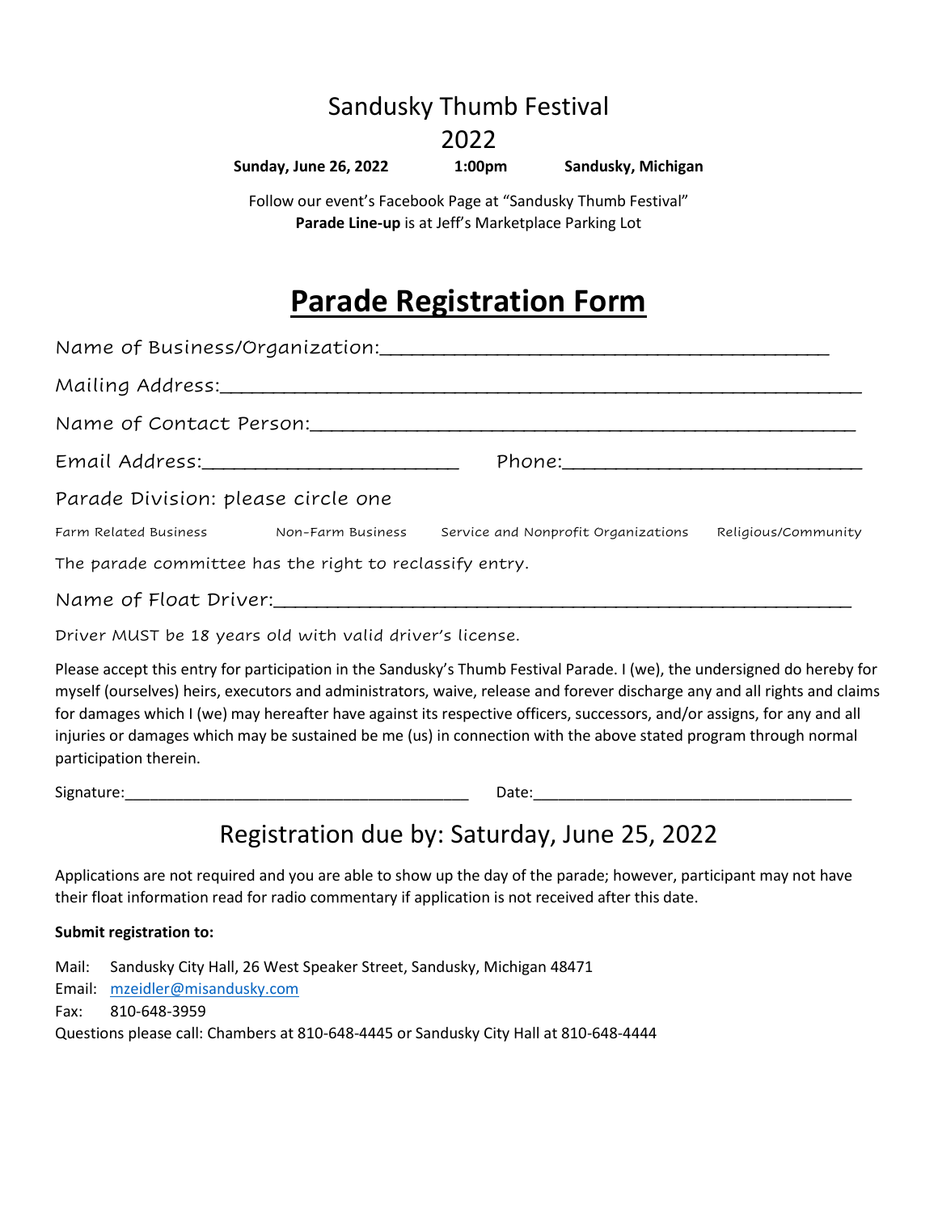# Sandusky Thumb Festival

# 2022

**Sunday, June 26, 2022** **1:00pm** **Sandusky, Michigan**

Follow our event's Facebook Page at "Sandusky Thumb Festival"
**Parade Line-up** is at Jeff's Marketplace Parking Lot

# **Parade Registration Form**

Name of Business/Organization:_______________________________________

Mailing Address:_______________________________________________________

Name of Contact Person:_______________________________________________

Email Address:_______________________ Phone:___________________________

Parade Division: please circle one

Farm Related Business Non-Farm Business Service and Nonprofit Organizations Religious/Community

The parade committee has the right to reclassify entry.

Name of Float Driver:_________________________________________________

Driver MUST be 18 years old with valid driver's license.

Please accept this entry for participation in the Sandusky's Thumb Festival Parade. I (we), the undersigned do hereby for myself (ourselves) heirs, executors and administrators, waive, release and forever discharge any and all rights and claims for damages which I (we) may hereafter have against its respective officers, successors, and/or assigns, for any and all injuries or damages which may be sustained be me (us) in connection with the above stated program through normal participation therein.

Signature:_______________________________________ Date:____________________________________

## Registration due by: Saturday, June 25, 2022

Applications are not required and you are able to show up the day of the parade; however, participant may not have their float information read for radio commentary if application is not received after this date.

**Submit registration to:**

Mail: Sandusky City Hall, 26 West Speaker Street, Sandusky, Michigan 48471
Email: mzeidler@misandusky.com
Fax: 810-648-3959
Questions please call: Chambers at 810-648-4445 or Sandusky City Hall at 810-648-4444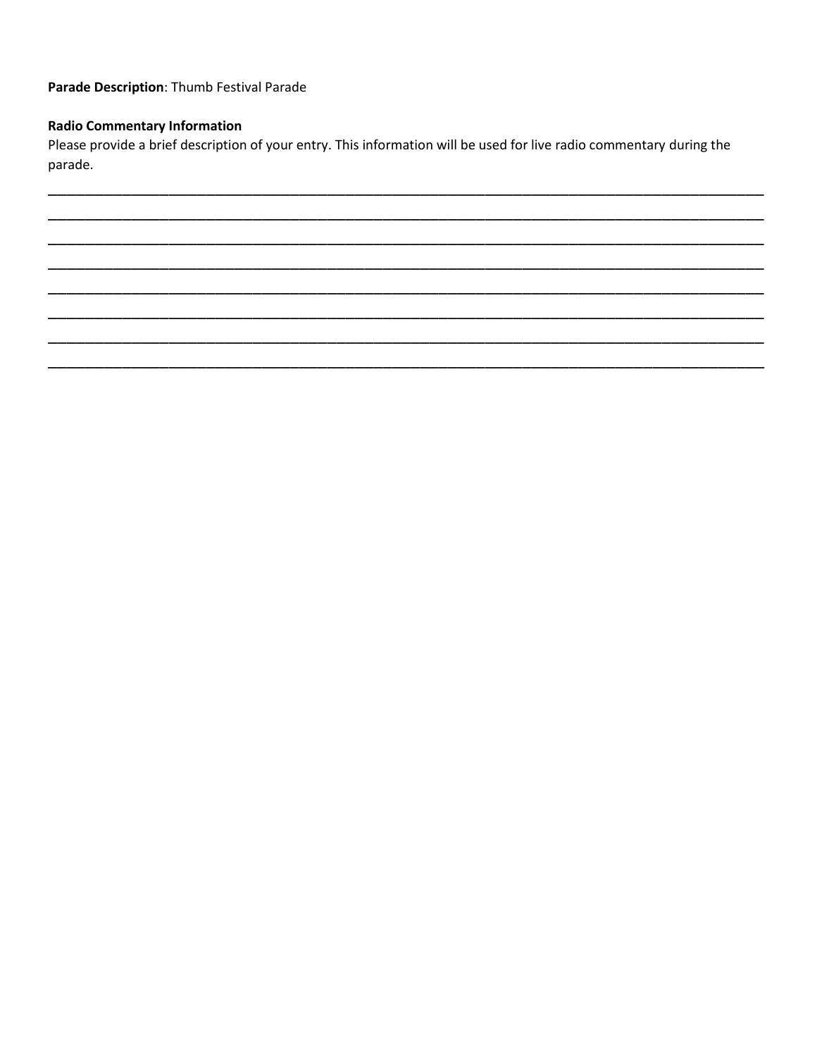**Parade Description**: Thumb Festival Parade

**Radio Commentary Information**
Please provide a brief description of your entry. This information will be used for live radio commentary during the parade.

______________________________________________________________________________

______________________________________________________________________________

______________________________________________________________________________

______________________________________________________________________________

______________________________________________________________________________

______________________________________________________________________________

______________________________________________________________________________

______________________________________________________________________________